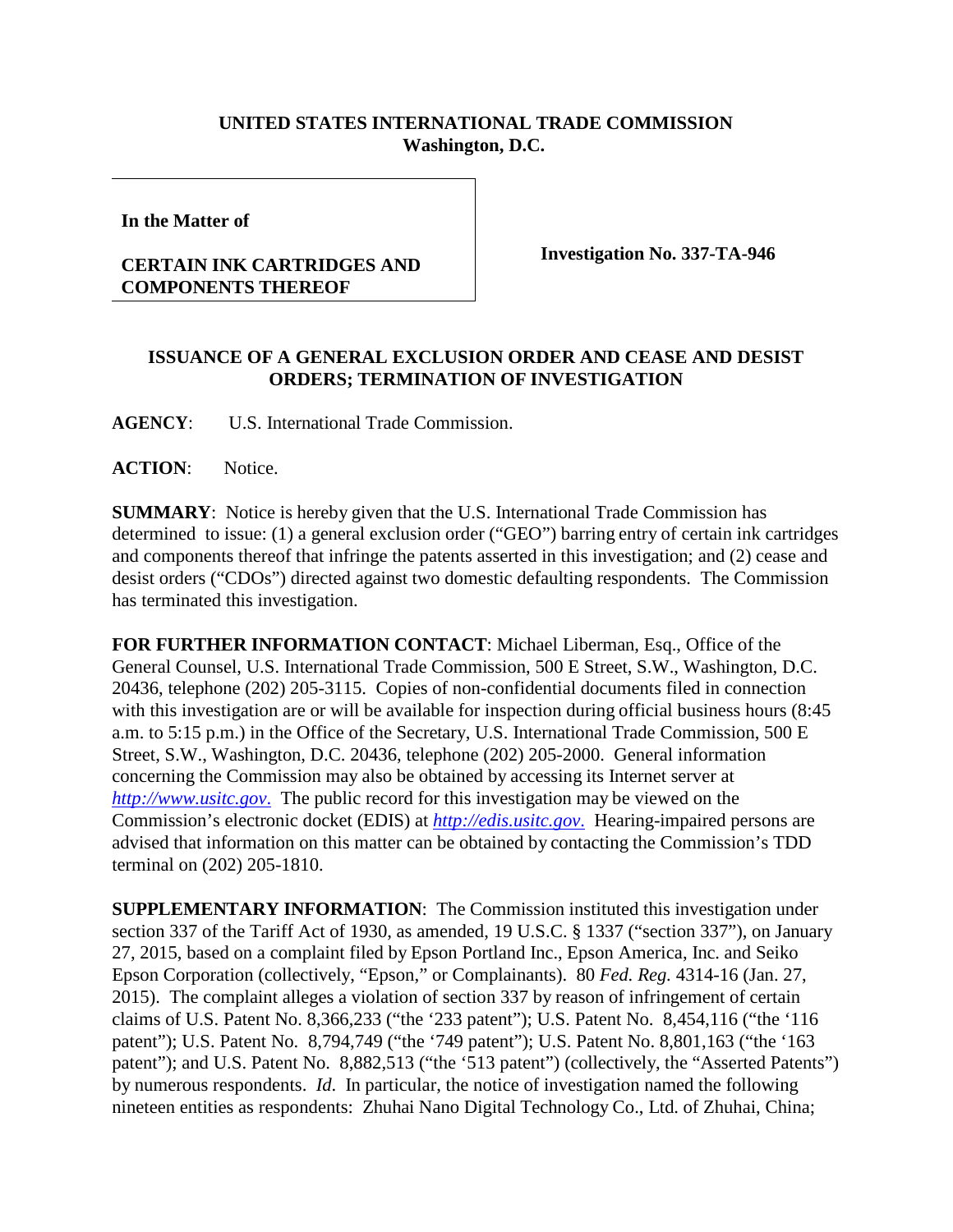**UNITED STATES INTERNATIONAL TRADE COMMISSION**
**Washington, D.C.**

| | |
|---|---|
| **In the Matter of**<br><br>**CERTAIN INK CARTRIDGES AND COMPONENTS THEREOF** | **Investigation No. 337-TA-946** |

## ISSUANCE OF A GENERAL EXCLUSION ORDER AND CEASE AND DESIST ORDERS; TERMINATION OF INVESTIGATION

**AGENCY**: U.S. International Trade Commission.

**ACTION**: Notice.

**SUMMARY**: Notice is hereby given that the U.S. International Trade Commission has determined to issue: (1) a general exclusion order ("GEO") barring entry of certain ink cartridges and components thereof that infringe the patents asserted in this investigation; and (2) cease and desist orders ("CDOs") directed against two domestic defaulting respondents. The Commission has terminated this investigation.

**FOR FURTHER INFORMATION CONTACT**: Michael Liberman, Esq., Office of the General Counsel, U.S. International Trade Commission, 500 E Street, S.W., Washington, D.C. 20436, telephone (202) 205-3115. Copies of non-confidential documents filed in connection with this investigation are or will be available for inspection during official business hours (8:45 a.m. to 5:15 p.m.) in the Office of the Secretary, U.S. International Trade Commission, 500 E Street, S.W., Washington, D.C. 20436, telephone (202) 205-2000. General information concerning the Commission may also be obtained by accessing its Internet server at *http://www.usitc.gov*. The public record for this investigation may be viewed on the Commission's electronic docket (EDIS) at *http://edis.usitc.gov*. Hearing-impaired persons are advised that information on this matter can be obtained by contacting the Commission's TDD terminal on (202) 205-1810.

**SUPPLEMENTARY INFORMATION**: The Commission instituted this investigation under section 337 of the Tariff Act of 1930, as amended, 19 U.S.C. § 1337 ("section 337"), on January 27, 2015, based on a complaint filed by Epson Portland Inc., Epson America, Inc. and Seiko Epson Corporation (collectively, "Epson," or Complainants). 80 *Fed. Reg.* 4314-16 (Jan. 27, 2015). The complaint alleges a violation of section 337 by reason of infringement of certain claims of U.S. Patent No. 8,366,233 ("the '233 patent"); U.S. Patent No. 8,454,116 ("the '116 patent"); U.S. Patent No. 8,794,749 ("the '749 patent"); U.S. Patent No. 8,801,163 ("the '163 patent"); and U.S. Patent No. 8,882,513 ("the '513 patent") (collectively, the "Asserted Patents") by numerous respondents. *Id.* In particular, the notice of investigation named the following nineteen entities as respondents: Zhuhai Nano Digital Technology Co., Ltd. of Zhuhai, China;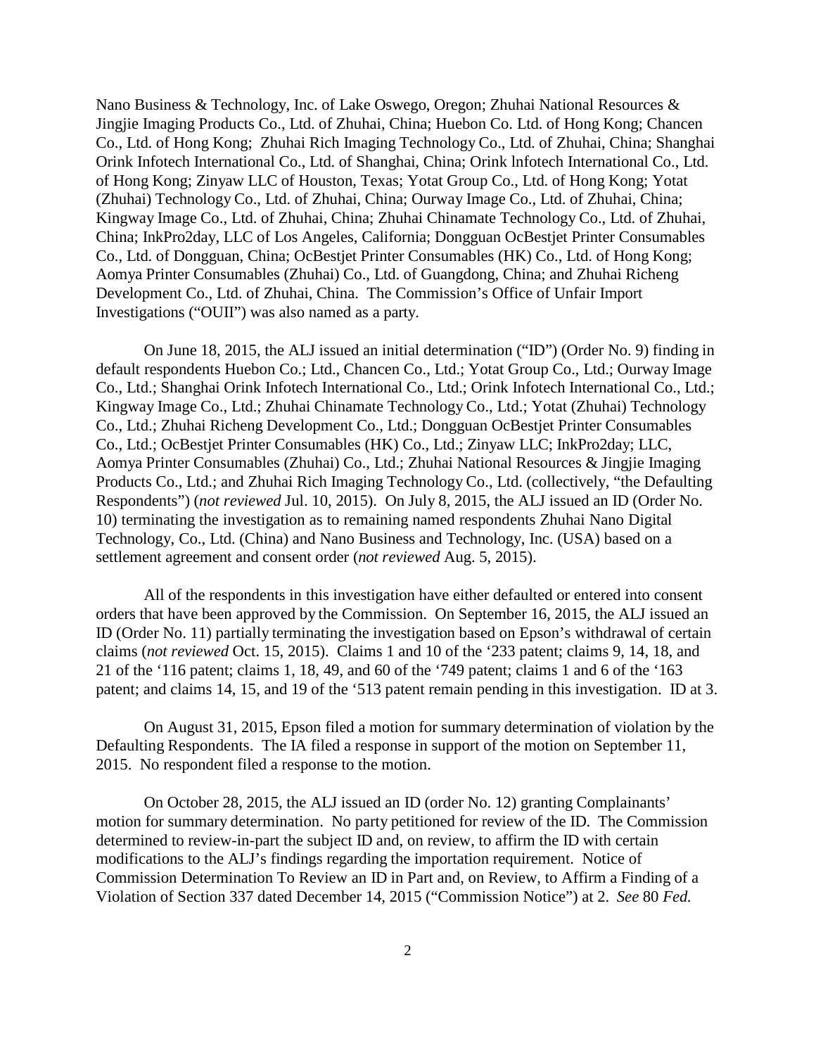Nano Business & Technology, Inc. of Lake Oswego, Oregon; Zhuhai National Resources & Jingjie Imaging Products Co., Ltd. of Zhuhai, China; Huebon Co. Ltd. of Hong Kong; Chancen Co., Ltd. of Hong Kong; Zhuhai Rich Imaging Technology Co., Ltd. of Zhuhai, China; Shanghai Orink Infotech International Co., Ltd. of Shanghai, China; Orink lnfotech International Co., Ltd. of Hong Kong; Zinyaw LLC of Houston, Texas; Yotat Group Co., Ltd. of Hong Kong; Yotat (Zhuhai) Technology Co., Ltd. of Zhuhai, China; Ourway Image Co., Ltd. of Zhuhai, China; Kingway Image Co., Ltd. of Zhuhai, China; Zhuhai Chinamate Technology Co., Ltd. of Zhuhai, China; InkPro2day, LLC of Los Angeles, California; Dongguan OcBestjet Printer Consumables Co., Ltd. of Dongguan, China; OcBestjet Printer Consumables (HK) Co., Ltd. of Hong Kong; Aomya Printer Consumables (Zhuhai) Co., Ltd. of Guangdong, China; and Zhuhai Richeng Development Co., Ltd. of Zhuhai, China. The Commission's Office of Unfair Import Investigations ("OUII") was also named as a party.

On June 18, 2015, the ALJ issued an initial determination ("ID") (Order No. 9) finding in default respondents Huebon Co.; Ltd., Chancen Co., Ltd.; Yotat Group Co., Ltd.; Ourway Image Co., Ltd.; Shanghai Orink Infotech International Co., Ltd.; Orink Infotech International Co., Ltd.; Kingway Image Co., Ltd.; Zhuhai Chinamate Technology Co., Ltd.; Yotat (Zhuhai) Technology Co., Ltd.; Zhuhai Richeng Development Co., Ltd.; Dongguan OcBestjet Printer Consumables Co., Ltd.; OcBestjet Printer Consumables (HK) Co., Ltd.; Zinyaw LLC; InkPro2day; LLC, Aomya Printer Consumables (Zhuhai) Co., Ltd.; Zhuhai National Resources & Jingjie Imaging Products Co., Ltd.; and Zhuhai Rich Imaging Technology Co., Ltd. (collectively, "the Defaulting Respondents") (*not reviewed* Jul. 10, 2015). On July 8, 2015, the ALJ issued an ID (Order No. 10) terminating the investigation as to remaining named respondents Zhuhai Nano Digital Technology, Co., Ltd. (China) and Nano Business and Technology, Inc. (USA) based on a settlement agreement and consent order (*not reviewed* Aug. 5, 2015).

All of the respondents in this investigation have either defaulted or entered into consent orders that have been approved by the Commission. On September 16, 2015, the ALJ issued an ID (Order No. 11) partially terminating the investigation based on Epson's withdrawal of certain claims (*not reviewed* Oct. 15, 2015). Claims 1 and 10 of the '233 patent; claims 9, 14, 18, and 21 of the '116 patent; claims 1, 18, 49, and 60 of the '749 patent; claims 1 and 6 of the '163 patent; and claims 14, 15, and 19 of the '513 patent remain pending in this investigation. ID at 3.

On August 31, 2015, Epson filed a motion for summary determination of violation by the Defaulting Respondents. The IA filed a response in support of the motion on September 11, 2015. No respondent filed a response to the motion.

On October 28, 2015, the ALJ issued an ID (order No. 12) granting Complainants' motion for summary determination. No party petitioned for review of the ID. The Commission determined to review-in-part the subject ID and, on review, to affirm the ID with certain modifications to the ALJ's findings regarding the importation requirement. Notice of Commission Determination To Review an ID in Part and, on Review, to Affirm a Finding of a Violation of Section 337 dated December 14, 2015 ("Commission Notice") at 2. *See* 80 *Fed.*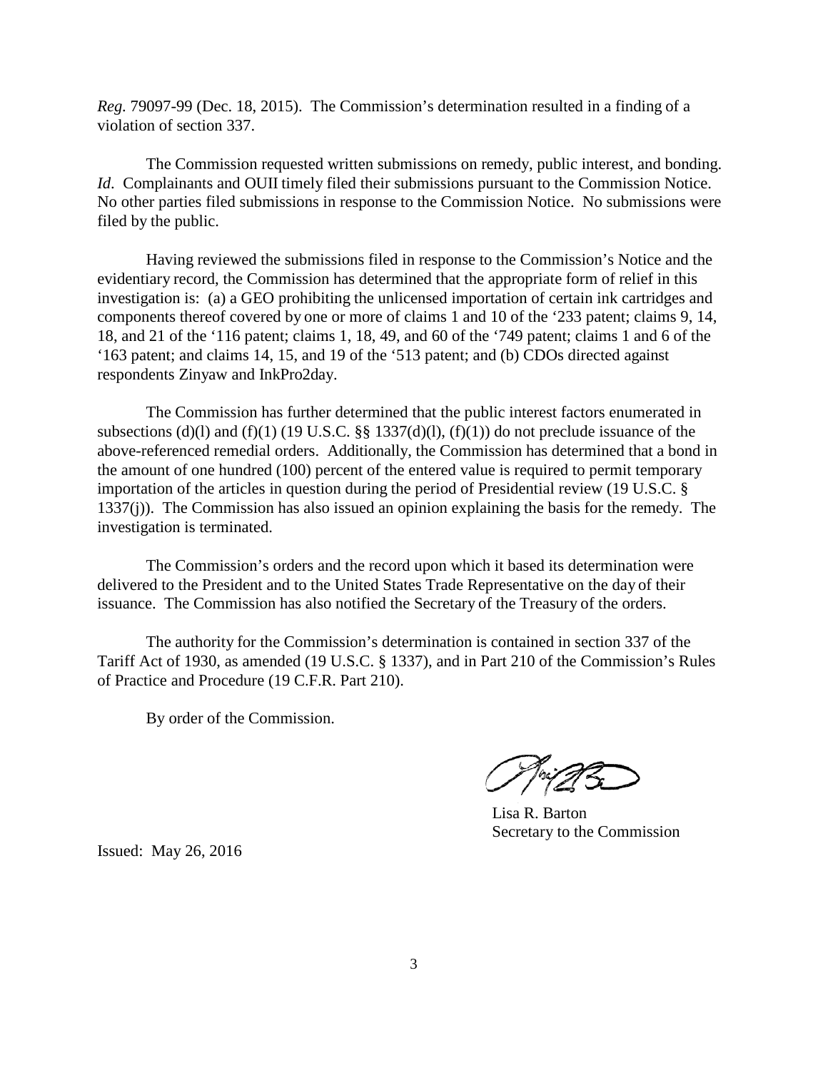*Reg.* 79097-99 (Dec. 18, 2015). The Commission's determination resulted in a finding of a violation of section 337.

The Commission requested written submissions on remedy, public interest, and bonding. *Id.* Complainants and OUII timely filed their submissions pursuant to the Commission Notice. No other parties filed submissions in response to the Commission Notice. No submissions were filed by the public.

Having reviewed the submissions filed in response to the Commission's Notice and the evidentiary record, the Commission has determined that the appropriate form of relief in this investigation is: (a) a GEO prohibiting the unlicensed importation of certain ink cartridges and components thereof covered by one or more of claims 1 and 10 of the '233 patent; claims 9, 14, 18, and 21 of the '116 patent; claims 1, 18, 49, and 60 of the '749 patent; claims 1 and 6 of the '163 patent; and claims 14, 15, and 19 of the '513 patent; and (b) CDOs directed against respondents Zinyaw and InkPro2day.

The Commission has further determined that the public interest factors enumerated in subsections (d)(l) and (f)(1) (19 U.S.C. §§ 1337(d)(l), (f)(1)) do not preclude issuance of the above-referenced remedial orders. Additionally, the Commission has determined that a bond in the amount of one hundred (100) percent of the entered value is required to permit temporary importation of the articles in question during the period of Presidential review (19 U.S.C. § 1337(j)). The Commission has also issued an opinion explaining the basis for the remedy. The investigation is terminated.

The Commission's orders and the record upon which it based its determination were delivered to the President and to the United States Trade Representative on the day of their issuance. The Commission has also notified the Secretary of the Treasury of the orders.

The authority for the Commission's determination is contained in section 337 of the Tariff Act of 1930, as amended (19 U.S.C. § 1337), and in Part 210 of the Commission's Rules of Practice and Procedure (19 C.F.R. Part 210).

By order of the Commission.

Lisa R. Barton
Secretary to the Commission

Issued: May 26, 2016